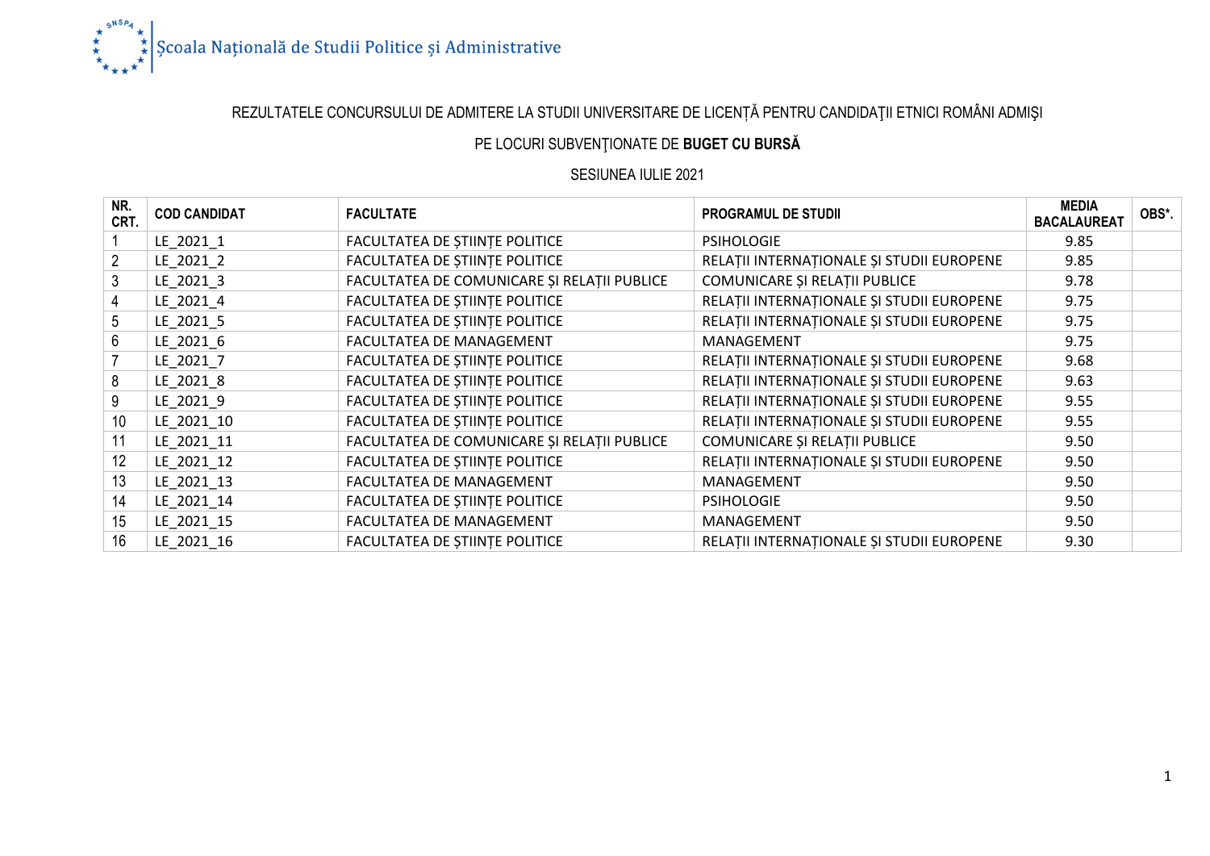Școala Națională de Studii Politice și Administrative

## REZULTATELE CONCURSULUI DE ADMITERE LA STUDII UNIVERSITARE DE LICENȚĂ PENTRU CANDIDAŢII ETNICI ROMÂNI ADMIŞI

## PE LOCURI SUBVENŢIONATE DE **BUGET CU BURSĂ**

SESIUNEA IULIE 2021

| NR. CRT. | COD CANDIDAT | FACULTATE | PROGRAMUL DE STUDII | MEDIA BACALAUREAT | OBS*. |
|---|---|---|---|---|---|
| 1 | LE_2021_1 | FACULTATEA DE ȘTIINȚE POLITICE | PSIHOLOGIE | 9.85 | |
| 2 | LE_2021_2 | FACULTATEA DE ȘTIINȚE POLITICE | RELAȚII INTERNAȚIONALE ȘI STUDII EUROPENE | 9.85 | |
| 3 | LE_2021_3 | FACULTATEA DE COMUNICARE ȘI RELAȚII PUBLICE | COMUNICARE ȘI RELAȚII PUBLICE | 9.78 | |
| 4 | LE_2021_4 | FACULTATEA DE ȘTIINȚE POLITICE | RELAȚII INTERNAȚIONALE ȘI STUDII EUROPENE | 9.75 | |
| 5 | LE_2021_5 | FACULTATEA DE ȘTIINȚE POLITICE | RELAȚII INTERNAȚIONALE ȘI STUDII EUROPENE | 9.75 | |
| 6 | LE_2021_6 | FACULTATEA DE MANAGEMENT | MANAGEMENT | 9.75 | |
| 7 | LE_2021_7 | FACULTATEA DE ȘTIINȚE POLITICE | RELAȚII INTERNAȚIONALE ȘI STUDII EUROPENE | 9.68 | |
| 8 | LE_2021_8 | FACULTATEA DE ȘTIINȚE POLITICE | RELAȚII INTERNAȚIONALE ȘI STUDII EUROPENE | 9.63 | |
| 9 | LE_2021_9 | FACULTATEA DE ȘTIINȚE POLITICE | RELAȚII INTERNAȚIONALE ȘI STUDII EUROPENE | 9.55 | |
| 10 | LE_2021_10 | FACULTATEA DE ȘTIINȚE POLITICE | RELAȚII INTERNAȚIONALE ȘI STUDII EUROPENE | 9.55 | |
| 11 | LE_2021_11 | FACULTATEA DE COMUNICARE ȘI RELAȚII PUBLICE | COMUNICARE ȘI RELAȚII PUBLICE | 9.50 | |
| 12 | LE_2021_12 | FACULTATEA DE ȘTIINȚE POLITICE | RELAȚII INTERNAȚIONALE ȘI STUDII EUROPENE | 9.50 | |
| 13 | LE_2021_13 | FACULTATEA DE MANAGEMENT | MANAGEMENT | 9.50 | |
| 14 | LE_2021_14 | FACULTATEA DE ȘTIINȚE POLITICE | PSIHOLOGIE | 9.50 | |
| 15 | LE_2021_15 | FACULTATEA DE MANAGEMENT | MANAGEMENT | 9.50 | |
| 16 | LE_2021_16 | FACULTATEA DE ȘTIINȚE POLITICE | RELAȚII INTERNAȚIONALE ȘI STUDII EUROPENE | 9.30 | |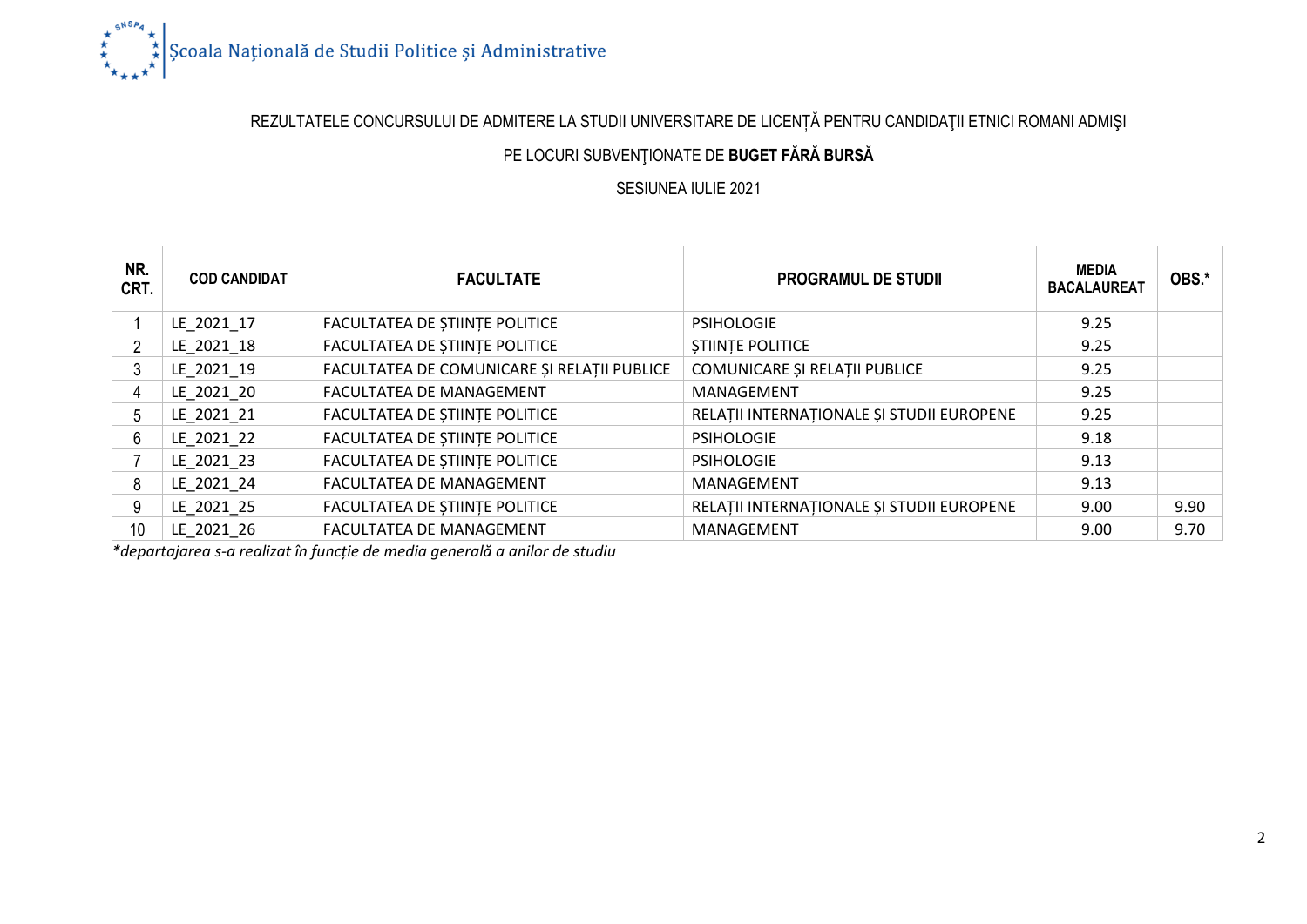Școala Națională de Studii Politice și Administrative

REZULTATELE CONCURSULUI DE ADMITERE LA STUDII UNIVERSITARE DE LICENȚĂ PENTRU CANDIDAŢII ETNICI ROMANI ADMIŞI

PE LOCURI SUBVENŢIONATE DE **BUGET FĂRĂ BURSĂ**

SESIUNEA IULIE 2021

| NR. CRT. | COD CANDIDAT | FACULTATE | PROGRAMUL DE STUDII | MEDIA BACALAUREAT | OBS.* |
|---|---|---|---|---|---|
| 1 | LE_2021_17 | FACULTATEA DE ȘTIINȚE POLITICE | PSIHOLOGIE | 9.25 | |
| 2 | LE_2021_18 | FACULTATEA DE ȘTIINȚE POLITICE | ȘTIINȚE POLITICE | 9.25 | |
| 3 | LE_2021_19 | FACULTATEA DE COMUNICARE ȘI RELAȚII PUBLICE | COMUNICARE ȘI RELAȚII PUBLICE | 9.25 | |
| 4 | LE_2021_20 | FACULTATEA DE MANAGEMENT | MANAGEMENT | 9.25 | |
| 5 | LE_2021_21 | FACULTATEA DE ȘTIINȚE POLITICE | RELAȚII INTERNAȚIONALE ȘI STUDII EUROPENE | 9.25 | |
| 6 | LE_2021_22 | FACULTATEA DE ȘTIINȚE POLITICE | PSIHOLOGIE | 9.18 | |
| 7 | LE_2021_23 | FACULTATEA DE ȘTIINȚE POLITICE | PSIHOLOGIE | 9.13 | |
| 8 | LE_2021_24 | FACULTATEA DE MANAGEMENT | MANAGEMENT | 9.13 | |
| 9 | LE_2021_25 | FACULTATEA DE ȘTIINȚE POLITICE | RELAȚII INTERNAȚIONALE ȘI STUDII EUROPENE | 9.00 | 9.90 |
| 10 | LE_2021_26 | FACULTATEA DE MANAGEMENT | MANAGEMENT | 9.00 | 9.70 |

**departajarea s-a realizat în funcție de media generală a anilor de studiu*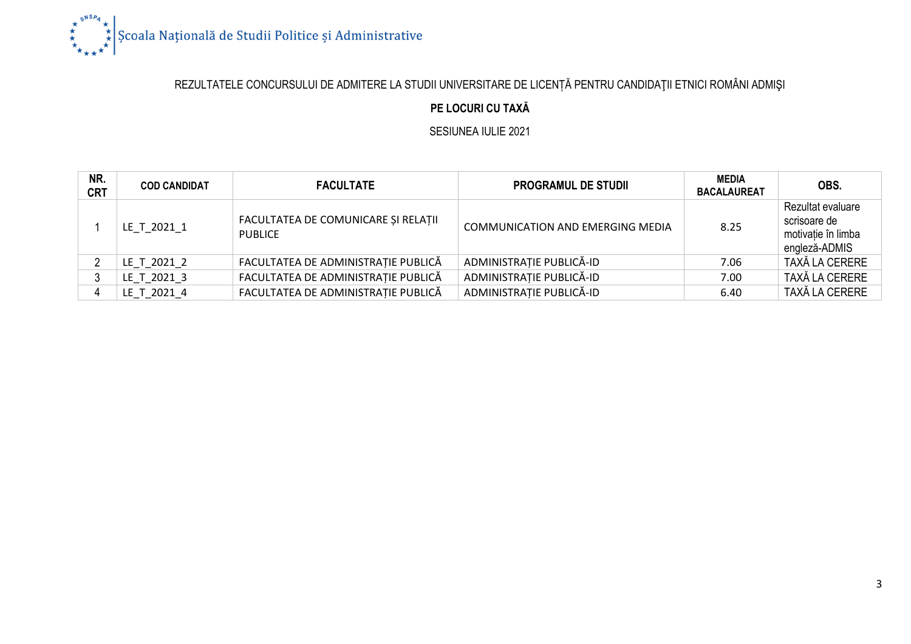REZULTATELE CONCURSULUI DE ADMITERE LA STUDII UNIVERSITARE DE LICENȚĂ PENTRU CANDIDAŢII ETNICI ROMÂNI ADMIŞI

**PE LOCURI CU TAXĂ**

SESIUNEA IULIE 2021

| NR. CRT | COD CANDIDAT | FACULTATE | PROGRAMUL DE STUDII | MEDIA BACALAUREAT | OBS. |
|---|---|---|---|---|---|
| 1 | LE_T_2021_1 | FACULTATEA DE COMUNICARE ȘI RELAȚII PUBLICE | COMMUNICATION AND EMERGING MEDIA | 8.25 | Rezultat evaluare scrisoare de motivație în limba engleză-ADMIS |
| 2 | LE_T_2021_2 | FACULTATEA DE ADMINISTRAȚIE PUBLICĂ | ADMINISTRAȚIE PUBLICĂ-ID | 7.06 | TAXĂ LA CERERE |
| 3 | LE_T_2021_3 | FACULTATEA DE ADMINISTRAȚIE PUBLICĂ | ADMINISTRAȚIE PUBLICĂ-ID | 7.00 | TAXĂ LA CERERE |
| 4 | LE_T_2021_4 | FACULTATEA DE ADMINISTRAȚIE PUBLICĂ | ADMINISTRAȚIE PUBLICĂ-ID | 6.40 | TAXĂ LA CERERE |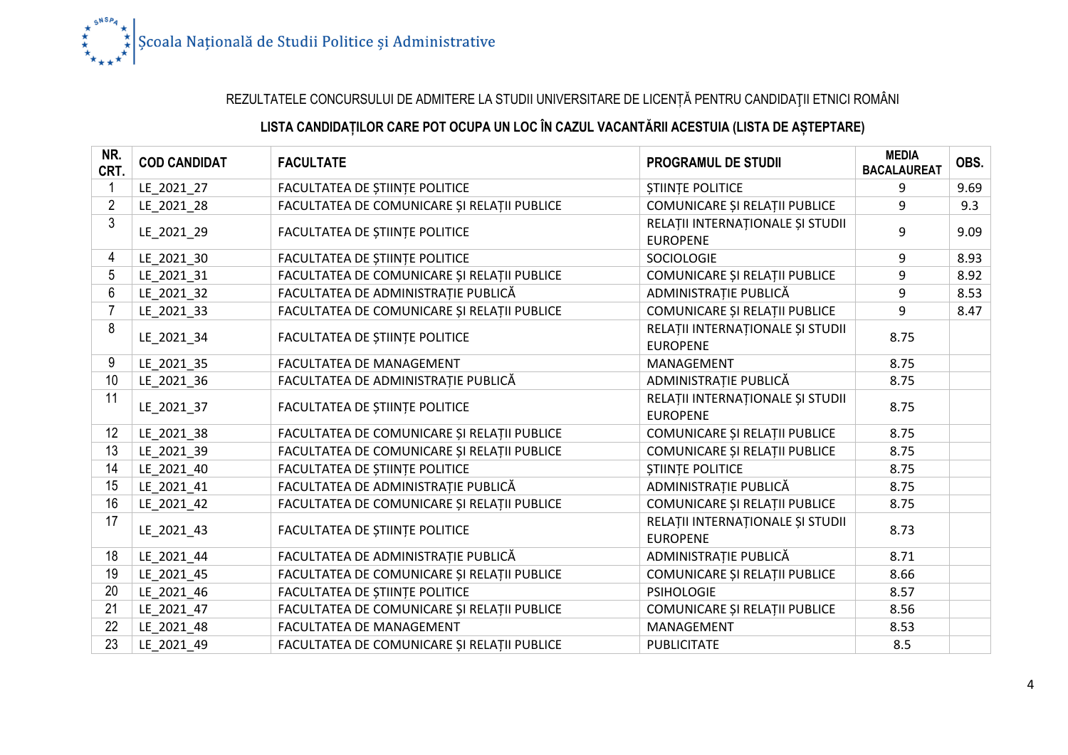REZULTATELE CONCURSULUI DE ADMITERE LA STUDII UNIVERSITARE DE LICENŢĂ PENTRU CANDIDAŢII ETNICI ROMÂNI

**LISTA CANDIDAȚILOR CARE POT OCUPA UN LOC ÎN CAZUL VACANTĂRII ACESTUIA (LISTA DE AȘTEPTARE)**

| NR. CRT. | COD CANDIDAT | FACULTATE | PROGRAMUL DE STUDII | MEDIA BACALAUREAT | OBS. |
|---|---|---|---|---|---|
| 1 | LE_2021_27 | FACULTATEA DE ȘTIINȚE POLITICE | ȘTIINȚE POLITICE | 9 | 9.69 |
| 2 | LE_2021_28 | FACULTATEA DE COMUNICARE ȘI RELAȚII PUBLICE | COMUNICARE ȘI RELAȚII PUBLICE | 9 | 9.3 |
| 3 | LE_2021_29 | FACULTATEA DE ȘTIINȚE POLITICE | RELAȚII INTERNAȚIONALE ȘI STUDII EUROPENE | 9 | 9.09 |
| 4 | LE_2021_30 | FACULTATEA DE ȘTIINȚE POLITICE | SOCIOLOGIE | 9 | 8.93 |
| 5 | LE_2021_31 | FACULTATEA DE COMUNICARE ȘI RELAȚII PUBLICE | COMUNICARE ȘI RELAȚII PUBLICE | 9 | 8.92 |
| 6 | LE_2021_32 | FACULTATEA DE ADMINISTRAȚIE PUBLICĂ | ADMINISTRAȚIE PUBLICĂ | 9 | 8.53 |
| 7 | LE_2021_33 | FACULTATEA DE COMUNICARE ȘI RELAȚII PUBLICE | COMUNICARE ȘI RELAȚII PUBLICE | 9 | 8.47 |
| 8 | LE_2021_34 | FACULTATEA DE ȘTIINȚE POLITICE | RELAȚII INTERNAȚIONALE ȘI STUDII EUROPENE | 8.75 | |
| 9 | LE_2021_35 | FACULTATEA DE MANAGEMENT | MANAGEMENT | 8.75 | |
| 10 | LE_2021_36 | FACULTATEA DE ADMINISTRAȚIE PUBLICĂ | ADMINISTRAȚIE PUBLICĂ | 8.75 | |
| 11 | LE_2021_37 | FACULTATEA DE ȘTIINȚE POLITICE | RELAȚII INTERNAȚIONALE ȘI STUDII EUROPENE | 8.75 | |
| 12 | LE_2021_38 | FACULTATEA DE COMUNICARE ȘI RELAȚII PUBLICE | COMUNICARE ȘI RELAȚII PUBLICE | 8.75 | |
| 13 | LE_2021_39 | FACULTATEA DE COMUNICARE ȘI RELAȚII PUBLICE | COMUNICARE ȘI RELAȚII PUBLICE | 8.75 | |
| 14 | LE_2021_40 | FACULTATEA DE ȘTIINȚE POLITICE | ȘTIINȚE POLITICE | 8.75 | |
| 15 | LE_2021_41 | FACULTATEA DE ADMINISTRAȚIE PUBLICĂ | ADMINISTRAȚIE PUBLICĂ | 8.75 | |
| 16 | LE_2021_42 | FACULTATEA DE COMUNICARE ȘI RELAȚII PUBLICE | COMUNICARE ȘI RELAȚII PUBLICE | 8.75 | |
| 17 | LE_2021_43 | FACULTATEA DE ȘTIINȚE POLITICE | RELAȚII INTERNAȚIONALE ȘI STUDII EUROPENE | 8.73 | |
| 18 | LE_2021_44 | FACULTATEA DE ADMINISTRAȚIE PUBLICĂ | ADMINISTRAȚIE PUBLICĂ | 8.71 | |
| 19 | LE_2021_45 | FACULTATEA DE COMUNICARE ȘI RELAȚII PUBLICE | COMUNICARE ȘI RELAȚII PUBLICE | 8.66 | |
| 20 | LE_2021_46 | FACULTATEA DE ȘTIINȚE POLITICE | PSIHOLOGIE | 8.57 | |
| 21 | LE_2021_47 | FACULTATEA DE COMUNICARE ȘI RELAȚII PUBLICE | COMUNICARE ȘI RELAȚII PUBLICE | 8.56 | |
| 22 | LE_2021_48 | FACULTATEA DE MANAGEMENT | MANAGEMENT | 8.53 | |
| 23 | LE_2021_49 | FACULTATEA DE COMUNICARE ȘI RELAȚII PUBLICE | PUBLICITATE | 8.5 | |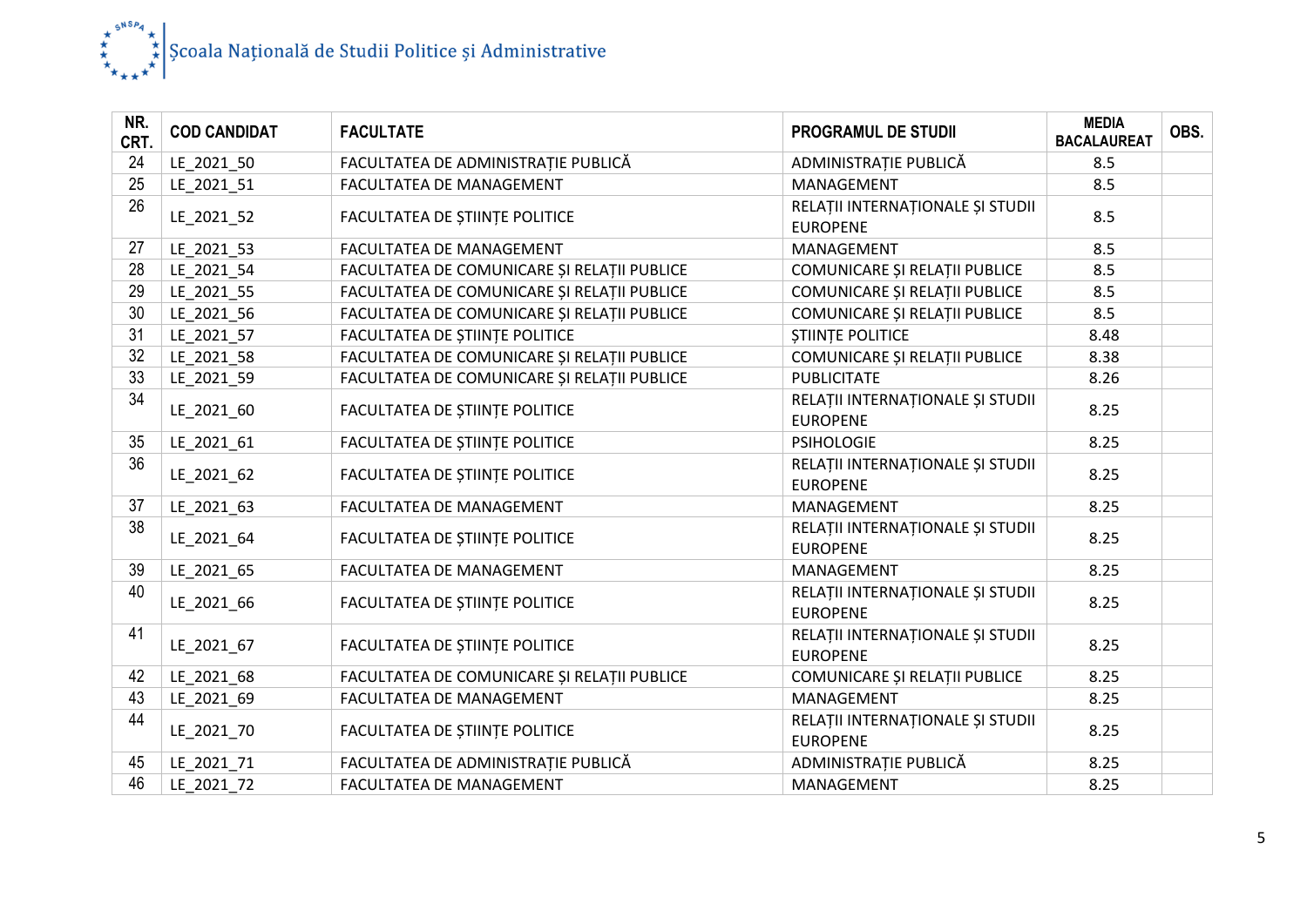| NR. CRT. | COD CANDIDAT | FACULTATE | PROGRAMUL DE STUDII | MEDIA BACALAUREAT | OBS. |
|---|---|---|---|---|---|
| 24 | LE_2021_50 | FACULTATEA DE ADMINISTRAȚIE PUBLICĂ | ADMINISTRAȚIE PUBLICĂ | 8.5 | |
| 25 | LE_2021_51 | FACULTATEA DE MANAGEMENT | MANAGEMENT | 8.5 | |
| 26 | LE_2021_52 | FACULTATEA DE ȘTIINȚE POLITICE | RELAȚII INTERNAȚIONALE ȘI STUDII EUROPENE | 8.5 | |
| 27 | LE_2021_53 | FACULTATEA DE MANAGEMENT | MANAGEMENT | 8.5 | |
| 28 | LE_2021_54 | FACULTATEA DE COMUNICARE ȘI RELAȚII PUBLICE | COMUNICARE ȘI RELAȚII PUBLICE | 8.5 | |
| 29 | LE_2021_55 | FACULTATEA DE COMUNICARE ȘI RELAȚII PUBLICE | COMUNICARE ȘI RELAȚII PUBLICE | 8.5 | |
| 30 | LE_2021_56 | FACULTATEA DE COMUNICARE ȘI RELAȚII PUBLICE | COMUNICARE ȘI RELAȚII PUBLICE | 8.5 | |
| 31 | LE_2021_57 | FACULTATEA DE ȘTIINȚE POLITICE | ȘTIINȚE POLITICE | 8.48 | |
| 32 | LE_2021_58 | FACULTATEA DE COMUNICARE ȘI RELAȚII PUBLICE | COMUNICARE ȘI RELAȚII PUBLICE | 8.38 | |
| 33 | LE_2021_59 | FACULTATEA DE COMUNICARE ȘI RELAȚII PUBLICE | PUBLICITATE | 8.26 | |
| 34 | LE_2021_60 | FACULTATEA DE ȘTIINȚE POLITICE | RELAȚII INTERNAȚIONALE ȘI STUDII EUROPENE | 8.25 | |
| 35 | LE_2021_61 | FACULTATEA DE ȘTIINȚE POLITICE | PSIHOLOGIE | 8.25 | |
| 36 | LE_2021_62 | FACULTATEA DE ȘTIINȚE POLITICE | RELAȚII INTERNAȚIONALE ȘI STUDII EUROPENE | 8.25 | |
| 37 | LE_2021_63 | FACULTATEA DE MANAGEMENT | MANAGEMENT | 8.25 | |
| 38 | LE_2021_64 | FACULTATEA DE ȘTIINȚE POLITICE | RELAȚII INTERNAȚIONALE ȘI STUDII EUROPENE | 8.25 | |
| 39 | LE_2021_65 | FACULTATEA DE MANAGEMENT | MANAGEMENT | 8.25 | |
| 40 | LE_2021_66 | FACULTATEA DE ȘTIINȚE POLITICE | RELAȚII INTERNAȚIONALE ȘI STUDII EUROPENE | 8.25 | |
| 41 | LE_2021_67 | FACULTATEA DE ȘTIINȚE POLITICE | RELAȚII INTERNAȚIONALE ȘI STUDII EUROPENE | 8.25 | |
| 42 | LE_2021_68 | FACULTATEA DE COMUNICARE ȘI RELAȚII PUBLICE | COMUNICARE ȘI RELAȚII PUBLICE | 8.25 | |
| 43 | LE_2021_69 | FACULTATEA DE MANAGEMENT | MANAGEMENT | 8.25 | |
| 44 | LE_2021_70 | FACULTATEA DE ȘTIINȚE POLITICE | RELAȚII INTERNAȚIONALE ȘI STUDII EUROPENE | 8.25 | |
| 45 | LE_2021_71 | FACULTATEA DE ADMINISTRAȚIE PUBLICĂ | ADMINISTRAȚIE PUBLICĂ | 8.25 | |
| 46 | LE_2021_72 | FACULTATEA DE MANAGEMENT | MANAGEMENT | 8.25 | |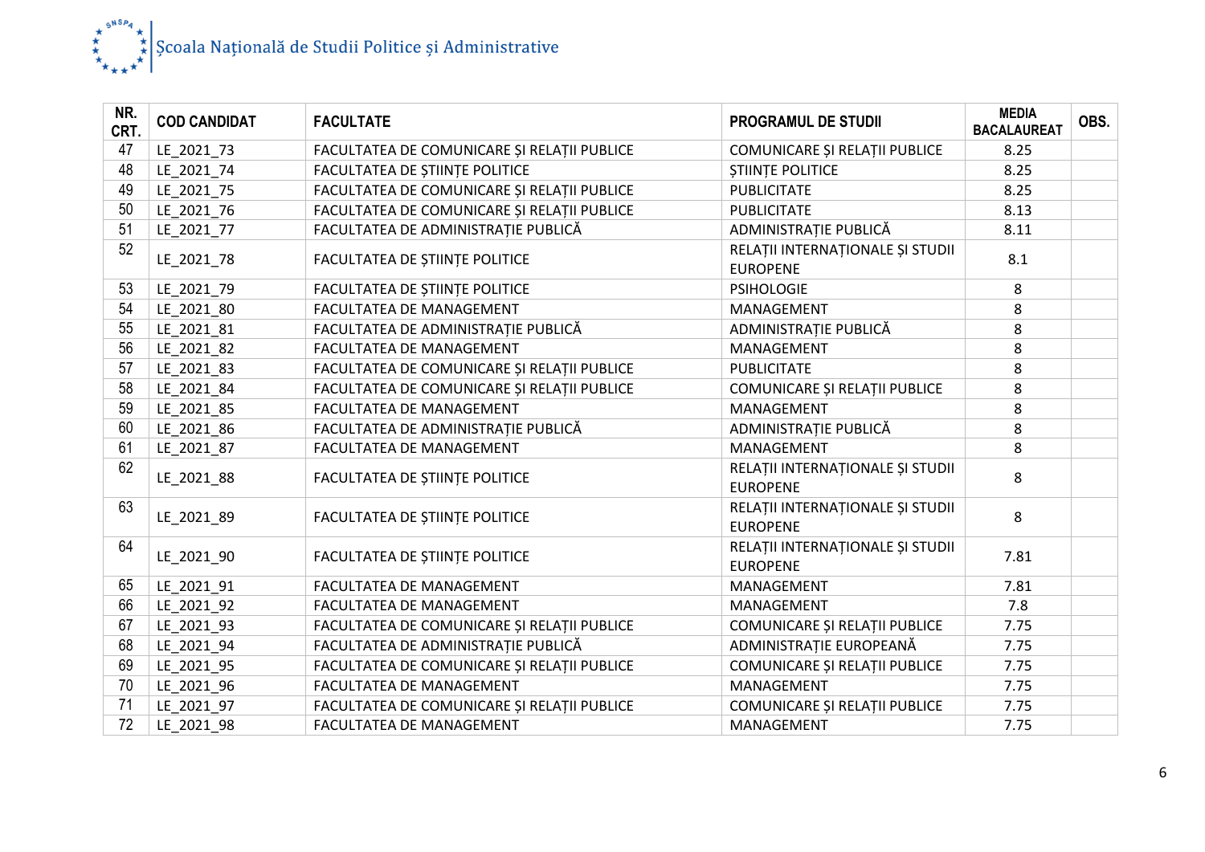| NR. CRT. | COD CANDIDAT | FACULTATE | PROGRAMUL DE STUDII | MEDIA BACALAUREAT | OBS. |
|---|---|---|---|---|---|
| 47 | LE_2021_73 | FACULTATEA DE COMUNICARE ȘI RELAȚII PUBLICE | COMUNICARE ȘI RELAȚII PUBLICE | 8.25 | |
| 48 | LE_2021_74 | FACULTATEA DE ȘTIINȚE POLITICE | ȘTIINȚE POLITICE | 8.25 | |
| 49 | LE_2021_75 | FACULTATEA DE COMUNICARE ȘI RELAȚII PUBLICE | PUBLICITATE | 8.25 | |
| 50 | LE_2021_76 | FACULTATEA DE COMUNICARE ȘI RELAȚII PUBLICE | PUBLICITATE | 8.13 | |
| 51 | LE_2021_77 | FACULTATEA DE ADMINISTRAȚIE PUBLICĂ | ADMINISTRAȚIE PUBLICĂ | 8.11 | |
| 52 | LE_2021_78 | FACULTATEA DE ȘTIINȚE POLITICE | RELAȚII INTERNAȚIONALE ȘI STUDII EUROPENE | 8.1 | |
| 53 | LE_2021_79 | FACULTATEA DE ȘTIINȚE POLITICE | PSIHOLOGIE | 8 | |
| 54 | LE_2021_80 | FACULTATEA DE MANAGEMENT | MANAGEMENT | 8 | |
| 55 | LE_2021_81 | FACULTATEA DE ADMINISTRAȚIE PUBLICĂ | ADMINISTRAȚIE PUBLICĂ | 8 | |
| 56 | LE_2021_82 | FACULTATEA DE MANAGEMENT | MANAGEMENT | 8 | |
| 57 | LE_2021_83 | FACULTATEA DE COMUNICARE ȘI RELAȚII PUBLICE | PUBLICITATE | 8 | |
| 58 | LE_2021_84 | FACULTATEA DE COMUNICARE ȘI RELAȚII PUBLICE | COMUNICARE ȘI RELAȚII PUBLICE | 8 | |
| 59 | LE_2021_85 | FACULTATEA DE MANAGEMENT | MANAGEMENT | 8 | |
| 60 | LE_2021_86 | FACULTATEA DE ADMINISTRAȚIE PUBLICĂ | ADMINISTRAȚIE PUBLICĂ | 8 | |
| 61 | LE_2021_87 | FACULTATEA DE MANAGEMENT | MANAGEMENT | 8 | |
| 62 | LE_2021_88 | FACULTATEA DE ȘTIINȚE POLITICE | RELAȚII INTERNAȚIONALE ȘI STUDII EUROPENE | 8 | |
| 63 | LE_2021_89 | FACULTATEA DE ȘTIINȚE POLITICE | RELAȚII INTERNAȚIONALE ȘI STUDII EUROPENE | 8 | |
| 64 | LE_2021_90 | FACULTATEA DE ȘTIINȚE POLITICE | RELAȚII INTERNAȚIONALE ȘI STUDII EUROPENE | 7.81 | |
| 65 | LE_2021_91 | FACULTATEA DE MANAGEMENT | MANAGEMENT | 7.81 | |
| 66 | LE_2021_92 | FACULTATEA DE MANAGEMENT | MANAGEMENT | 7.8 | |
| 67 | LE_2021_93 | FACULTATEA DE COMUNICARE ȘI RELAȚII PUBLICE | COMUNICARE ȘI RELAȚII PUBLICE | 7.75 | |
| 68 | LE_2021_94 | FACULTATEA DE ADMINISTRAȚIE PUBLICĂ | ADMINISTRAȚIE EUROPEANĂ | 7.75 | |
| 69 | LE_2021_95 | FACULTATEA DE COMUNICARE ȘI RELAȚII PUBLICE | COMUNICARE ȘI RELAȚII PUBLICE | 7.75 | |
| 70 | LE_2021_96 | FACULTATEA DE MANAGEMENT | MANAGEMENT | 7.75 | |
| 71 | LE_2021_97 | FACULTATEA DE COMUNICARE ȘI RELAȚII PUBLICE | COMUNICARE ȘI RELAȚII PUBLICE | 7.75 | |
| 72 | LE_2021_98 | FACULTATEA DE MANAGEMENT | MANAGEMENT | 7.75 | |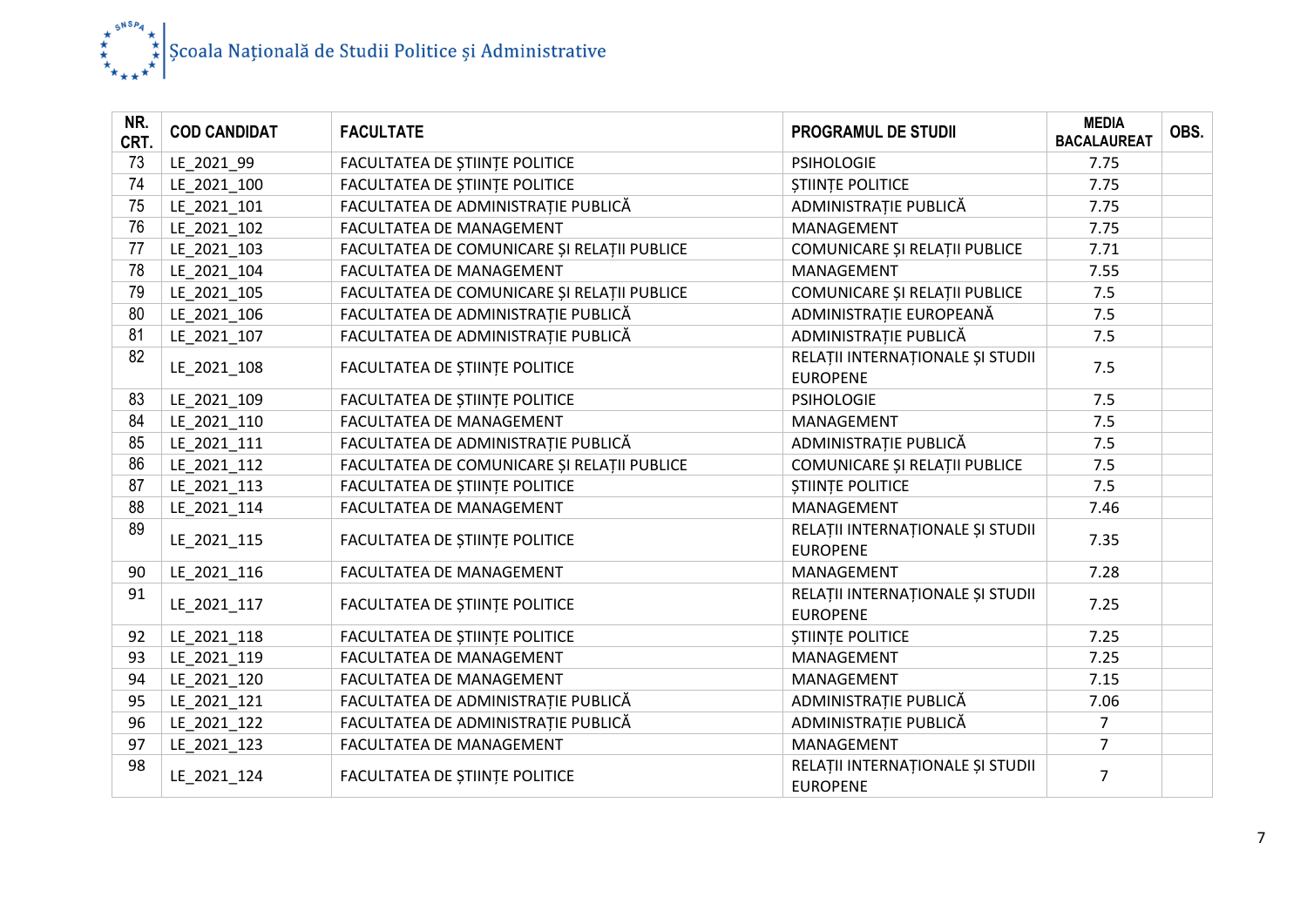| NR. CRT. | COD CANDIDAT | FACULTATE | PROGRAMUL DE STUDII | MEDIA BACALAUREAT | OBS. |
|---|---|---|---|---|---|
| 73 | LE_2021_99 | FACULTATEA DE ȘTIINȚE POLITICE | PSIHOLOGIE | 7.75 | |
| 74 | LE_2021_100 | FACULTATEA DE ȘTIINȚE POLITICE | ȘTIINȚE POLITICE | 7.75 | |
| 75 | LE_2021_101 | FACULTATEA DE ADMINISTRAȚIE PUBLICĂ | ADMINISTRAȚIE PUBLICĂ | 7.75 | |
| 76 | LE_2021_102 | FACULTATEA DE MANAGEMENT | MANAGEMENT | 7.75 | |
| 77 | LE_2021_103 | FACULTATEA DE COMUNICARE ȘI RELAȚII PUBLICE | COMUNICARE ȘI RELAȚII PUBLICE | 7.71 | |
| 78 | LE_2021_104 | FACULTATEA DE MANAGEMENT | MANAGEMENT | 7.55 | |
| 79 | LE_2021_105 | FACULTATEA DE COMUNICARE ȘI RELAȚII PUBLICE | COMUNICARE ȘI RELAȚII PUBLICE | 7.5 | |
| 80 | LE_2021_106 | FACULTATEA DE ADMINISTRAȚIE PUBLICĂ | ADMINISTRAȚIE EUROPEANĂ | 7.5 | |
| 81 | LE_2021_107 | FACULTATEA DE ADMINISTRAȚIE PUBLICĂ | ADMINISTRAȚIE PUBLICĂ | 7.5 | |
| 82 | LE_2021_108 | FACULTATEA DE ȘTIINȚE POLITICE | RELAȚII INTERNAȚIONALE ȘI STUDII EUROPENE | 7.5 | |
| 83 | LE_2021_109 | FACULTATEA DE ȘTIINȚE POLITICE | PSIHOLOGIE | 7.5 | |
| 84 | LE_2021_110 | FACULTATEA DE MANAGEMENT | MANAGEMENT | 7.5 | |
| 85 | LE_2021_111 | FACULTATEA DE ADMINISTRAȚIE PUBLICĂ | ADMINISTRAȚIE PUBLICĂ | 7.5 | |
| 86 | LE_2021_112 | FACULTATEA DE COMUNICARE ȘI RELAȚII PUBLICE | COMUNICARE ȘI RELAȚII PUBLICE | 7.5 | |
| 87 | LE_2021_113 | FACULTATEA DE ȘTIINȚE POLITICE | ȘTIINȚE POLITICE | 7.5 | |
| 88 | LE_2021_114 | FACULTATEA DE MANAGEMENT | MANAGEMENT | 7.46 | |
| 89 | LE_2021_115 | FACULTATEA DE ȘTIINȚE POLITICE | RELAȚII INTERNAȚIONALE ȘI STUDII EUROPENE | 7.35 | |
| 90 | LE_2021_116 | FACULTATEA DE MANAGEMENT | MANAGEMENT | 7.28 | |
| 91 | LE_2021_117 | FACULTATEA DE ȘTIINȚE POLITICE | RELAȚII INTERNAȚIONALE ȘI STUDII EUROPENE | 7.25 | |
| 92 | LE_2021_118 | FACULTATEA DE ȘTIINȚE POLITICE | ȘTIINȚE POLITICE | 7.25 | |
| 93 | LE_2021_119 | FACULTATEA DE MANAGEMENT | MANAGEMENT | 7.25 | |
| 94 | LE_2021_120 | FACULTATEA DE MANAGEMENT | MANAGEMENT | 7.15 | |
| 95 | LE_2021_121 | FACULTATEA DE ADMINISTRAȚIE PUBLICĂ | ADMINISTRAȚIE PUBLICĂ | 7.06 | |
| 96 | LE_2021_122 | FACULTATEA DE ADMINISTRAȚIE PUBLICĂ | ADMINISTRAȚIE PUBLICĂ | 7 | |
| 97 | LE_2021_123 | FACULTATEA DE MANAGEMENT | MANAGEMENT | 7 | |
| 98 | LE_2021_124 | FACULTATEA DE ȘTIINȚE POLITICE | RELAȚII INTERNAȚIONALE ȘI STUDII EUROPENE | 7 | |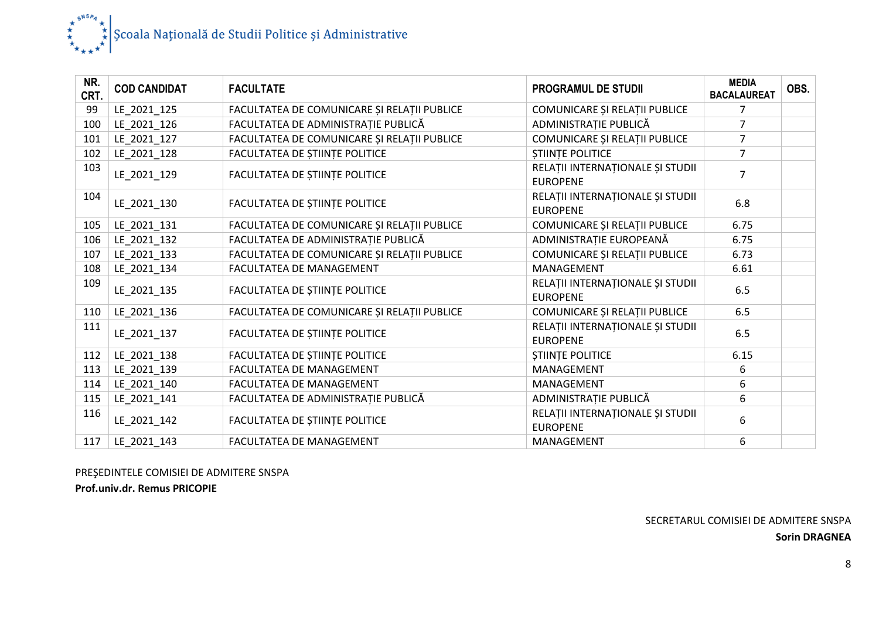| NR. CRT. | COD CANDIDAT | FACULTATE | PROGRAMUL DE STUDII | MEDIA BACALAUREAT | OBS. |
|---|---|---|---|---|---|
| 99 | LE_2021_125 | FACULTATEA DE COMUNICARE ȘI RELAȚII PUBLICE | COMUNICARE ȘI RELAȚII PUBLICE | 7 | |
| 100 | LE_2021_126 | FACULTATEA DE ADMINISTRAȚIE PUBLICĂ | ADMINISTRAȚIE PUBLICĂ | 7 | |
| 101 | LE_2021_127 | FACULTATEA DE COMUNICARE ȘI RELAȚII PUBLICE | COMUNICARE ȘI RELAȚII PUBLICE | 7 | |
| 102 | LE_2021_128 | FACULTATEA DE ȘTIINȚE POLITICE | ȘTIINȚE POLITICE | 7 | |
| 103 | LE_2021_129 | FACULTATEA DE ȘTIINȚE POLITICE | RELAȚII INTERNAȚIONALE ȘI STUDII EUROPENE | 7 | |
| 104 | LE_2021_130 | FACULTATEA DE ȘTIINȚE POLITICE | RELAȚII INTERNAȚIONALE ȘI STUDII EUROPENE | 6.8 | |
| 105 | LE_2021_131 | FACULTATEA DE COMUNICARE ȘI RELAȚII PUBLICE | COMUNICARE ȘI RELAȚII PUBLICE | 6.75 | |
| 106 | LE_2021_132 | FACULTATEA DE ADMINISTRAȚIE PUBLICĂ | ADMINISTRAȚIE EUROPEANĂ | 6.75 | |
| 107 | LE_2021_133 | FACULTATEA DE COMUNICARE ȘI RELAȚII PUBLICE | COMUNICARE ȘI RELAȚII PUBLICE | 6.73 | |
| 108 | LE_2021_134 | FACULTATEA DE MANAGEMENT | MANAGEMENT | 6.61 | |
| 109 | LE_2021_135 | FACULTATEA DE ȘTIINȚE POLITICE | RELAȚII INTERNAȚIONALE ȘI STUDII EUROPENE | 6.5 | |
| 110 | LE_2021_136 | FACULTATEA DE COMUNICARE ȘI RELAȚII PUBLICE | COMUNICARE ȘI RELAȚII PUBLICE | 6.5 | |
| 111 | LE_2021_137 | FACULTATEA DE ȘTIINȚE POLITICE | RELAȚII INTERNAȚIONALE ȘI STUDII EUROPENE | 6.5 | |
| 112 | LE_2021_138 | FACULTATEA DE ȘTIINȚE POLITICE | ȘTIINȚE POLITICE | 6.15 | |
| 113 | LE_2021_139 | FACULTATEA DE MANAGEMENT | MANAGEMENT | 6 | |
| 114 | LE_2021_140 | FACULTATEA DE MANAGEMENT | MANAGEMENT | 6 | |
| 115 | LE_2021_141 | FACULTATEA DE ADMINISTRAȚIE PUBLICĂ | ADMINISTRAȚIE PUBLICĂ | 6 | |
| 116 | LE_2021_142 | FACULTATEA DE ȘTIINȚE POLITICE | RELAȚII INTERNAȚIONALE ȘI STUDII EUROPENE | 6 | |
| 117 | LE_2021_143 | FACULTATEA DE MANAGEMENT | MANAGEMENT | 6 | |

PREŞEDINTELE COMISIEI DE ADMITERE SNSPA

**Prof.univ.dr. Remus PRICOPIE**

SECRETARUL COMISIEI DE ADMITERE SNSPA

**Sorin DRAGNEA**